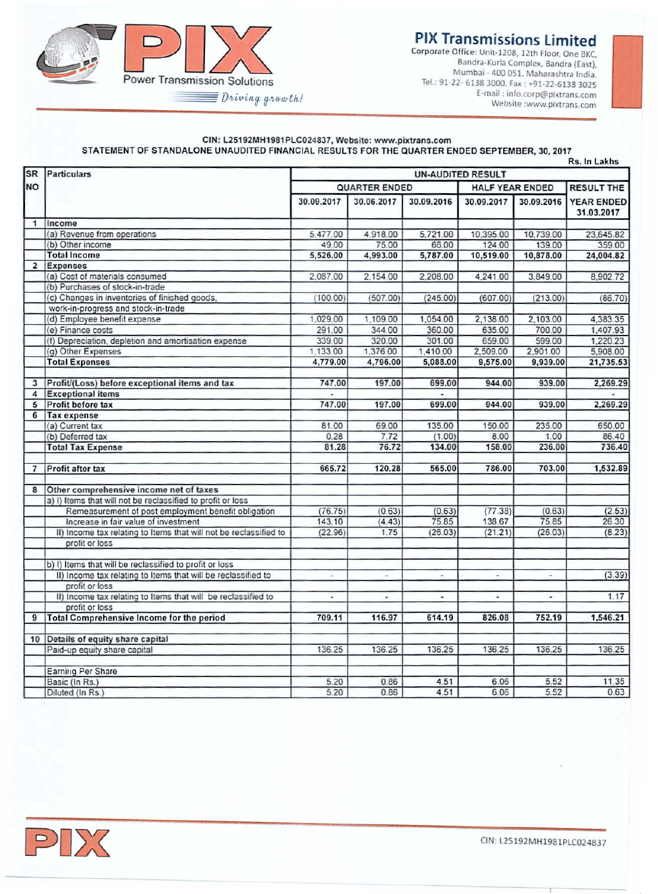# PIX Transmissions Limited

Corporate Office: Unit-1208, 12th Floor, One BKC, Bandra-Kurla Complex, Bandra (East), Mumbai - 400 051. Maharashtra India.
Tel.: 91-22- 6138 3000. Fax : +91-22-6138 3025
E-mail : info.corp@pixtrans.com
Website :www.pixtrans.com

PIX Power Transmission Solutions *Driving growth!*

CIN: L25192MH1981PLC024837, Website: www.pixtrans.com

**STATEMENT OF STANDALONE UNAUDITED FINANCIAL RESULTS FOR THE QUARTER ENDED SEPTEMBER, 30, 2017**

Rs. In Lakhs

| SR NO | Particulars | UN-AUDITED RESULT | | | | | |
|---|---|---|---|---|---|---|---|
| | | QUARTER ENDED | | | HALF YEAR ENDED | | RESULT THE YEAR ENDED |
| | | 30.09.2017 | 30.06.2017 | 30.09.2016 | 30.09.2017 | 30.09.2016 | 31.03.2017 |
| 1 | **Income** | | | | | | |
| | (a) Revenue from operations | 5,477.00 | 4,918.00 | 5,721.00 | 10,395.00 | 10,739.00 | 23,645.82 |
| | (b) Other income | 49.00 | 75.00 | 66.00 | 124.00 | 139.00 | 359.00 |
| | **Total Income** | **5,526.00** | **4,993.00** | **5,787.00** | **10,519.00** | **10,878.00** | **24,004.82** |
| 2 | **Expenses** | | | | | | |
| | (a) Cost of materials consumed | 2,087.00 | 2,154.00 | 2,208.00 | 4,241.00 | 3,849.00 | 8,902.72 |
| | (b) Purchases of stock-in-trade | | | | | | |
| | (c) Changes in inventories of finished goods, work-in-progress and stock-in-trade | (100.00) | (507.00) | (245.00) | (607.00) | (213.00) | (86.70) |
| | (d) Employee benefit expense | 1,029.00 | 1,109.00 | 1,054.00 | 2,138.00 | 2,103.00 | 4,383.35 |
| | (e) Finance costs | 291.00 | 344.00 | 360.00 | 635.00 | 700.00 | 1,407.93 |
| | (f) Depreciation, depletion and amortisation expense | 339.00 | 320.00 | 301.00 | 659.00 | 599.00 | 1,220.23 |
| | (g) Other Expenses | 1,133.00 | 1,376.00 | 1,410.00 | 2,509.00 | 2,901.00 | 5,908.00 |
| | **Total Expenses** | **4,779.00** | **4,796.00** | **5,088.00** | **9,575.00** | **9,939.00** | **21,735.53** |
| 3 | **Profit/(Loss) before exceptional items and tax** | **747.00** | **197.00** | **699.00** | **944.00** | **939.00** | **2,269.29** |
| 4 | **Exceptional items** | - | | - | | | - |
| 5 | **Profit before tax** | **747.00** | **197.00** | **699.00** | **944.00** | **939.00** | **2,269.29** |
| 6 | **Tax expense** | | | | | | |
| | (a) Current tax | 81.00 | 69.00 | 135.00 | 150.00 | 235.00 | 650.00 |
| | (b) Deferred tax | 0.28 | 7.72 | (1.00) | 8.00 | 1.00 | 86.40 |
| | **Total Tax Expense** | **81.28** | **76.72** | **134.00** | **158.00** | **236.00** | **736.40** |
| 7 | **Profit after tax** | **665.72** | **120.28** | **565.00** | **786.00** | **703.00** | **1,532.89** |
| 8 | **Other comprehensive income net of taxes** | | | | | | |
| | a) I) Items that will not be reclassified to profit or loss | | | | | | |
| | Remeasurement of post employment benefit obligation | (76.75) | (0.63) | (0.63) | (77.38) | (0.63) | (2.53) |
| | Increase in fair value of investment | 143.10 | (4.43) | 75.85 | 138.67 | 75.85 | 26.30 |
| | II) Income tax relating to Items that will not be reclassified to profit or loss | (22.96) | 1.75 | (26.03) | (21.21) | (26.03) | (8.23) |
| | b) I) Items that will be reclassified to profit or loss | | | | | | |
| | II) Income tax relating to Items that will be reclassified to profit or loss | - | - | - | - | - | (3.39) |
| | II) Income tax relating to Items that will be reclassified to profit or loss | - | - | - | - | - | 1.17 |
| 9 | **Total Comprehensive Income for the period** | **709.11** | **116.97** | **614.19** | **826.08** | **752.19** | **1,546.21** |
| 10 | **Details of equity share capital** | | | | | | |
| | Paid-up equity share capital | 136.25 | 136.25 | 136.25 | 136.25 | 136.25 | 136.25 |
| | Earning Per Share | | | | | | |
| | Basic (In Rs.) | 5.20 | 0.86 | 4.51 | 6.06 | 5.52 | 11.35 |
| | Diluted (In Rs.) | 5.20 | 0.86 | 4.51 | 6.06 | 5.52 | 0.63 |

CIN: L25192MH1981PLC024837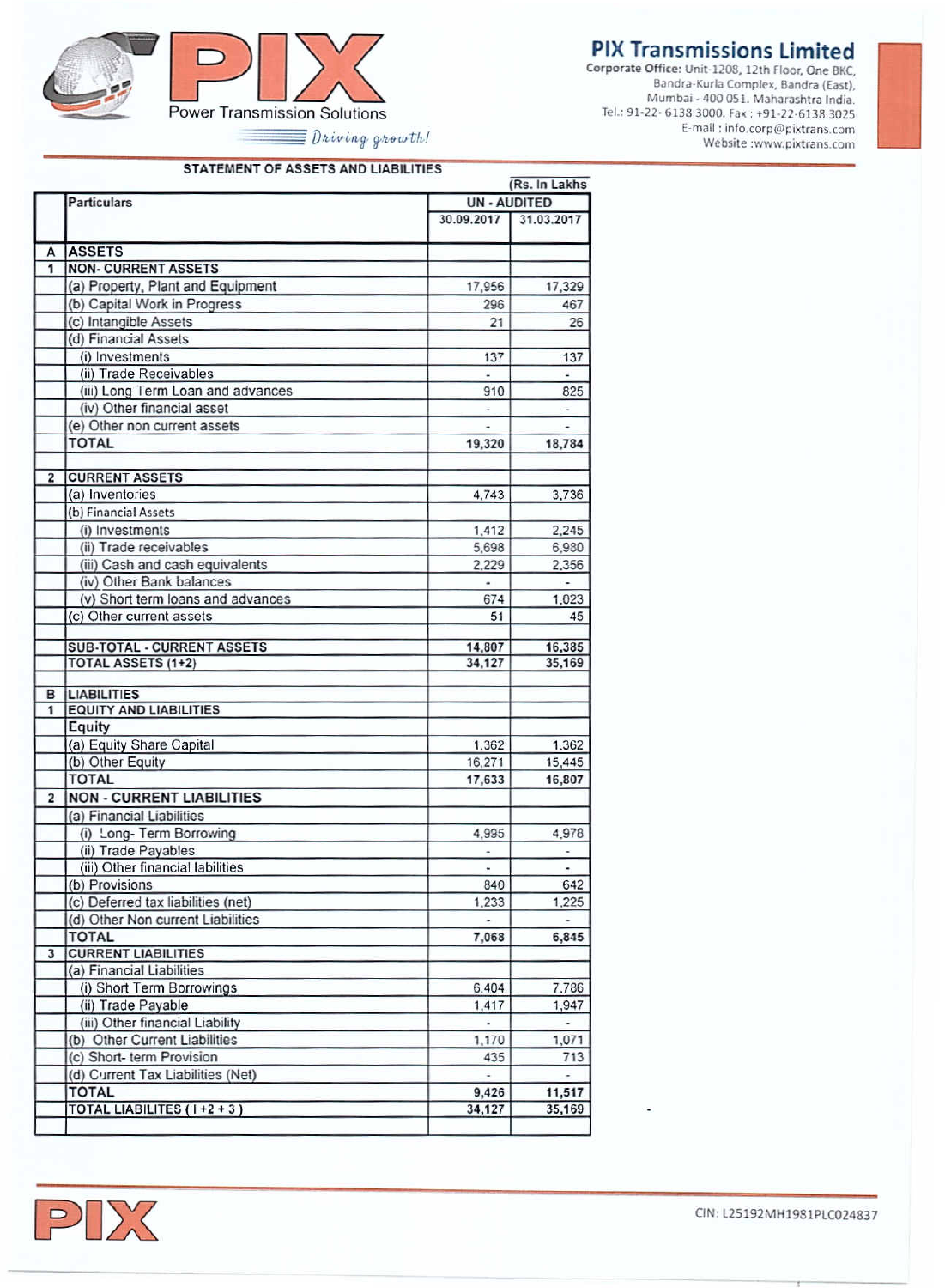**PIX** Power Transmission Solutions

*Driving growth!*

## PIX Transmissions Limited

**Corporate Office:** Unit-1208, 12th Floor, One BKC, Bandra-Kurla Complex, Bandra (East), Mumbai - 400 051. Maharashtra India.
Tel.: 91-22- 6138 3000. Fax : +91-22-6138 3025
E-mail : info.corp@pixtrans.com
Website :www.pixtrans.com

### STATEMENT OF ASSETS AND LIABILITIES

(Rs. In Lakhs)

| | Particulars | UN - AUDITED | |
|---|---|---|---|
| | | 30.09.2017 | 31.03.2017 |
| A | **ASSETS** | | |
| 1 | **NON- CURRENT ASSETS** | | |
| | (a) Property, Plant and Equipment | 17,956 | 17,329 |
| | (b) Capital Work in Progress | 296 | 467 |
| | (c) Intangible Assets | 21 | 26 |
| | (d) Financial Assets | | |
| | (i) Investments | 137 | 137 |
| | (ii) Trade Receivables | - | - |
| | (iii) Long Term Loan and advances | 910 | 825 |
| | (iv) Other financial asset | - | - |
| | (e) Other non current assets | - | - |
| | **TOTAL** | **19,320** | **18,784** |
| | | | |
| 2 | **CURRENT ASSETS** | | |
| | (a) Inventories | 4,743 | 3,736 |
| | (b) Financial Assets | | |
| | (i) Investments | 1,412 | 2,245 |
| | (ii) Trade receivables | 5,698 | 6,980 |
| | (iii) Cash and cash equivalents | 2,229 | 2,356 |
| | (iv) Other Bank balances | - | - |
| | (v) Short term loans and advances | 674 | 1,023 |
| | (c) Other current assets | 51 | 45 |
| | | | |
| | **SUB-TOTAL - CURRENT ASSETS** | **14,807** | **16,385** |
| | **TOTAL ASSETS (1+2)** | **34,127** | **35,169** |
| | | | |
| B | **LIABILITIES** | | |
| 1 | **EQUITY AND LIABILITIES** | | |
| | **Equity** | | |
| | (a) Equity Share Capital | 1,362 | 1,362 |
| | (b) Other Equity | 16,271 | 15,445 |
| | **TOTAL** | **17,633** | **16,807** |
| 2 | **NON - CURRENT LIABILITIES** | | |
| | (a) Financial Liabilities | | |
| | (i) Long- Term Borrowing | 4,995 | 4,978 |
| | (ii) Trade Payables | - | - |
| | (iii) Other financial labilities | - | - |
| | (b) Provisions | 840 | 642 |
| | (c) Deferred tax liabilities (net) | 1,233 | 1,225 |
| | (d) Other Non current Liabilities | - | - |
| | **TOTAL** | **7,068** | **6,845** |
| 3 | **CURRENT LIABILITIES** | | |
| | (a) Financial Liabilities | | |
| | (i) Short Term Borrowings | 6,404 | 7,786 |
| | (ii) Trade Payable | 1,417 | 1,947 |
| | (iii) Other financial Liability | - | - |
| | (b) Other Current Liabilities | 1,170 | 1,071 |
| | (c) Short- term Provision | 435 | 713 |
| | (d) Current Tax Liabilities (Net) | - | - |
| | **TOTAL** | **9,426** | **11,517** |
| | **TOTAL LIABILITES ( I +2 + 3 )** | **34,127** | **35,169** |

CIN: L25192MH1981PLC024837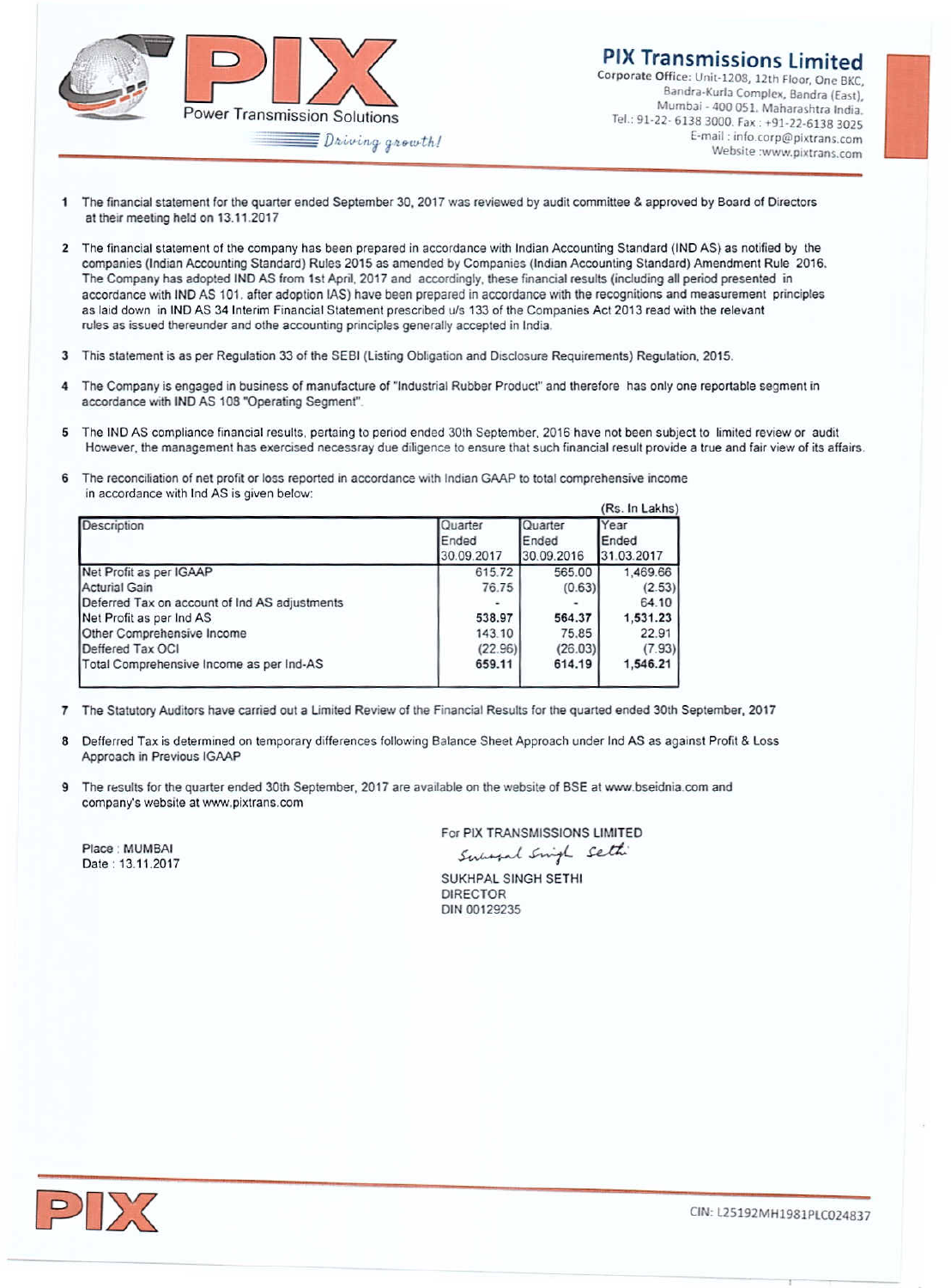**PIX Transmissions Limited**

Corporate Office: Unit-1208, 12th Floor, One BKC, Bandra-Kurla Complex, Bandra (East), Mumbai - 400 051. Maharashtra India.
Tel.: 91-22- 6138 3000. Fax : +91-22-6138 3025
E-mail : info.corp@pixtrans.com
Website :www.pixtrans.com

Power Transmission Solutions
*Driving growth!*

1. The financial statement for the quarter ended September 30, 2017 was reviewed by audit committee & approved by Board of Directors at their meeting held on 13.11.2017

2. The financial statament of the company has been prepared in accordance with Indian Accounting Standard (IND AS) as notified by the companies (Indian Accounting Standard) Rules 2015 as amended by Companies (Indian Accounting Standard) Amendment Rule 2016. The Company has adopted IND AS from 1st April, 2017 and accordingly, these financial results (including all period presented in accordance with IND AS 101. after adoption IAS) have been prepared in accordance with the recognitions and measurement principles as laid down in IND AS 34 Interim Financial Statement prescribed u/s 133 of the Companies Act 2013 read with the relevant rules as issued thereunder and othe accounting principles generally accepted in India.

3. This statement is as per Regulation 33 of the SEBI (Listing Obligation and Disclosure Requirements) Regulation, 2015.

4. The Company is engaged in business of manufacture of "Industrial Rubber Product" and therefore has only one reportable segment in accordance with IND AS 108 "Operating Segment".

5. The IND AS compliance financial results, pertaing to period ended 30th September, 2016 have not been subject to limited review or audit However, the management has exercised necessray due diligence to ensure that such financial result provide a true and fair view of its affairs.

6. The reconciliation of net profit or loss reported in accordance with Indian GAAP to total comprehensive income in accordance with Ind AS is given below:

(Rs. In Lakhs)

| Description | Quarter Ended 30.09.2017 | Quarter Ended 30.09.2016 | Year Ended 31.03.2017 |
|---|---|---|---|
| Net Profit as per IGAAP | 615.72 | 565.00 | 1,469.66 |
| Acturial Gain | 76.75 | (0.63) | (2.53) |
| Deferred Tax on account of Ind AS adjustments | - | - | 64.10 |
| Net Profit as per Ind AS | **538.97** | **564.37** | **1,531.23** |
| Other Comprehensive Income | 143.10 | 75.85 | 22.91 |
| Deffered Tax OCI | (22.96) | (26.03) | (7.93) |
| Total Comprehensive Income as per Ind-AS | **659.11** | **614.19** | **1,546.21** |

7. The Statutory Auditors have carried out a Limited Review of the Financial Results for the quarted ended 30th September, 2017

8. Defferred Tax is determined on temporary differences following Balance Sheet Approach under Ind AS as against Profit & Loss Approach in Previous IGAAP

9. The results for the quarter ended 30th September, 2017 are available on the website of BSE at www.bseidnia.com and company's website at www.pixtrans.com

Place : MUMBAI
Date : 13.11.2017

For PIX TRANSMISSIONS LIMITED

*Sukhpal Singh Sethi*

SUKHPAL SINGH SETHI
DIRECTOR
DIN 00129235

CIN: L25192MH1981PLC024837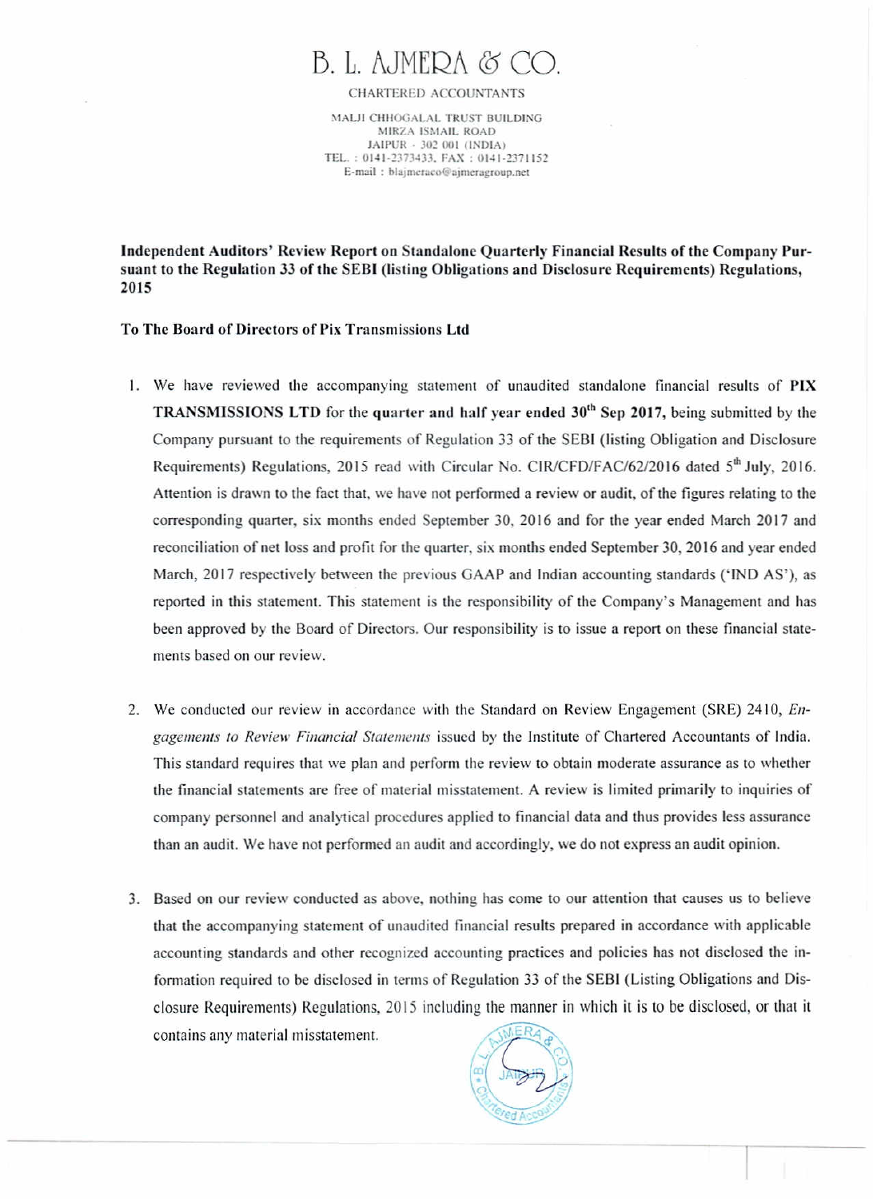# B. L. AJMERA & CO.

CHARTERED ACCOUNTANTS

MALJI CHHOGALAL TRUST BUILDING
MIRZA ISMAIL ROAD
JAIPUR - 302 001 (INDIA)
TEL. : 0141-2373433, FAX : 0141-2371152
E-mail : blajmeraco@ajmeragroup.net

**Independent Auditors' Review Report on Standalone Quarterly Financial Results of the Company Pursuant to the Regulation 33 of the SEBI (listing Obligations and Disclosure Requirements) Regulations, 2015**

**To The Board of Directors of Pix Transmissions Ltd**

1. We have reviewed the accompanying statement of unaudited standalone financial results of **PIX TRANSMISSIONS LTD** for the **quarter and half year ended 30th Sep 2017,** being submitted by the Company pursuant to the requirements of Regulation 33 of the SEBI (listing Obligation and Disclosure Requirements) Regulations, 2015 read with Circular No. CIR/CFD/FAC/62/2016 dated 5th July, 2016. Attention is drawn to the fact that, we have not performed a review or audit, of the figures relating to the corresponding quarter, six months ended September 30, 2016 and for the year ended March 2017 and reconciliation of net loss and profit for the quarter, six months ended September 30, 2016 and year ended March, 2017 respectively between the previous GAAP and Indian accounting standards ('IND AS'), as reported in this statement. This statement is the responsibility of the Company's Management and has been approved by the Board of Directors. Our responsibility is to issue a report on these financial statements based on our review.

2. We conducted our review in accordance with the Standard on Review Engagement (SRE) 2410, *Engagements to Review Financial Statements* issued by the Institute of Chartered Accountants of India. This standard requires that we plan and perform the review to obtain moderate assurance as to whether the financial statements are free of material misstatement. A review is limited primarily to inquiries of company personnel and analytical procedures applied to financial data and thus provides less assurance than an audit. We have not performed an audit and accordingly, we do not express an audit opinion.

3. Based on our review conducted as above, nothing has come to our attention that causes us to believe that the accompanying statement of unaudited financial results prepared in accordance with applicable accounting standards and other recognized accounting practices and policies has not disclosed the information required to be disclosed in terms of Regulation 33 of the SEBI (Listing Obligations and Disclosure Requirements) Regulations, 2015 including the manner in which it is to be disclosed, or that it contains any material misstatement.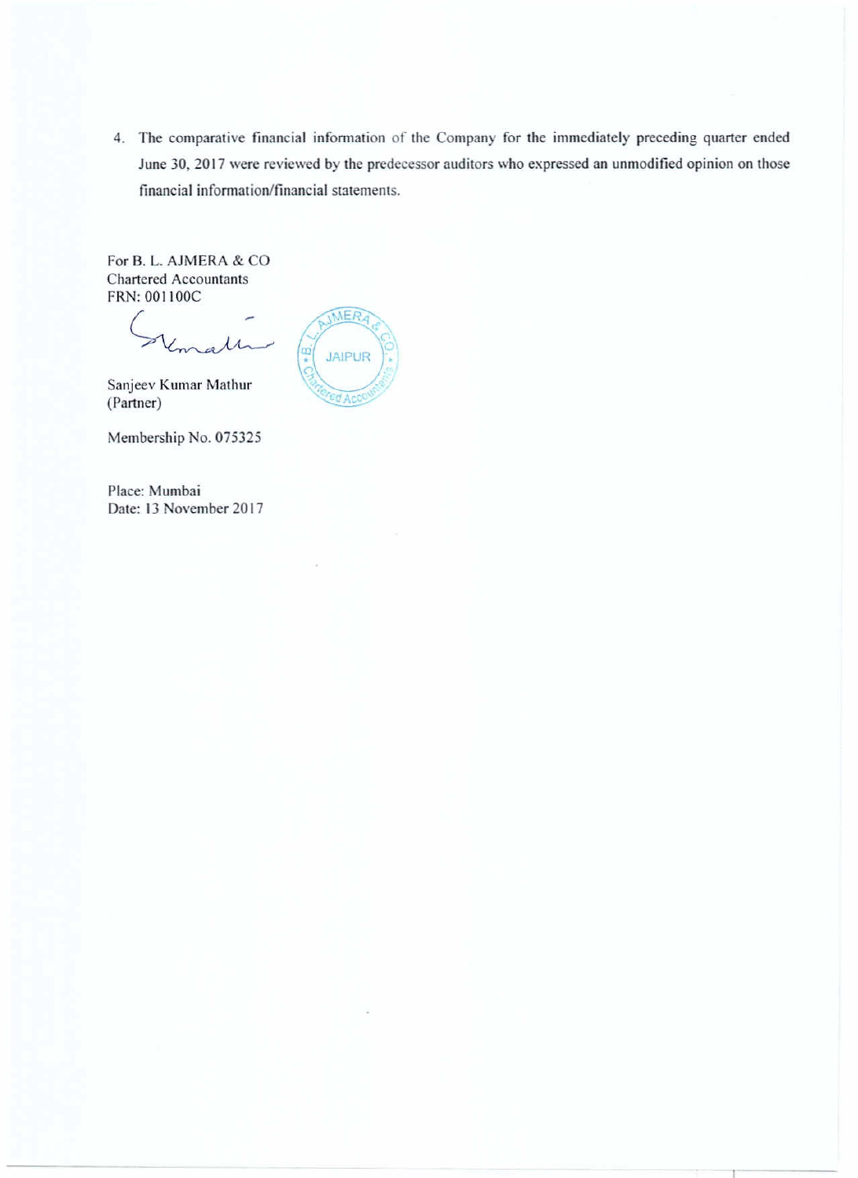4. The comparative financial information of the Company for the immediately preceding quarter ended June 30, 2017 were reviewed by the predecessor auditors who expressed an unmodified opinion on those financial information/financial statements.

For B. L. AJMERA & CO
Chartered Accountants
FRN: 001100C

Sanjeev Kumar Mathur
(Partner)

Membership No. 075325

Place: Mumbai
Date: 13 November 2017